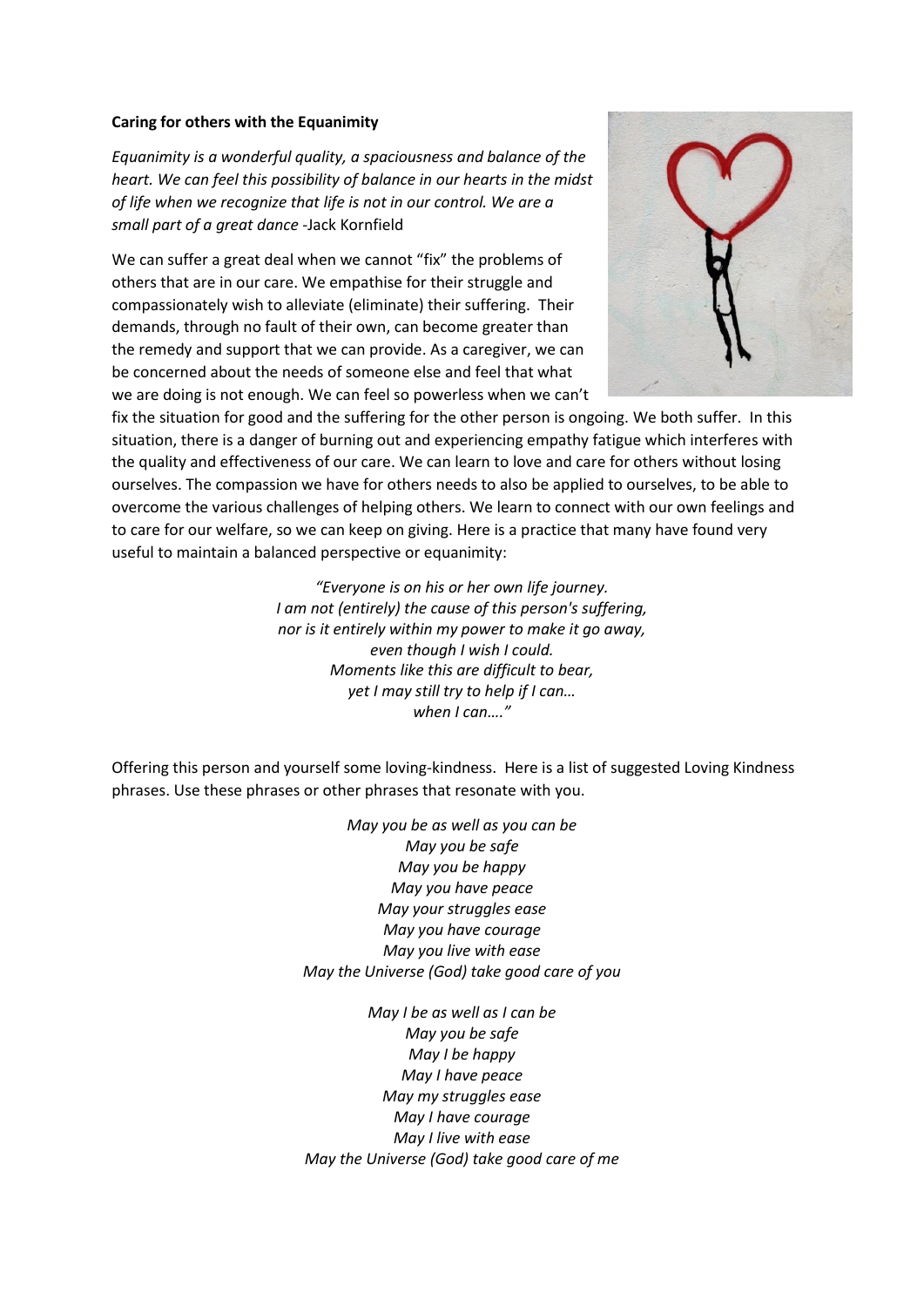**Caring for others with the Equanimity**

*Equanimity is a wonderful quality, a spaciousness and balance of the heart. We can feel this possibility of balance in our hearts in the midst of life when we recognize that life is not in our control. We are a small part of a great dance* -Jack Kornfield

We can suffer a great deal when we cannot "fix" the problems of others that are in our care. We empathise for their struggle and compassionately wish to alleviate (eliminate) their suffering. Their demands, through no fault of their own, can become greater than the remedy and support that we can provide. As a caregiver, we can be concerned about the needs of someone else and feel that what we are doing is not enough. We can feel so powerless when we can't fix the situation for good and the suffering for the other person is ongoing. We both suffer. In this situation, there is a danger of burning out and experiencing empathy fatigue which interferes with the quality and effectiveness of our care. We can learn to love and care for others without losing ourselves. The compassion we have for others needs to also be applied to ourselves, to be able to overcome the various challenges of helping others. We learn to connect with our own feelings and to care for our welfare, so we can keep on giving. Here is a practice that many have found very useful to maintain a balanced perspective or equanimity:

*"Everyone is on his or her own life journey.*
*I am not (entirely) the cause of this person's suffering,*
*nor is it entirely within my power to make it go away,*
*even though I wish I could.*
*Moments like this are difficult to bear,*
*yet I may still try to help if I can…*
*when I can…."*

Offering this person and yourself some loving-kindness. Here is a list of suggested Loving Kindness phrases. Use these phrases or other phrases that resonate with you.

*May you be as well as you can be*
*May you be safe*
*May you be happy*
*May you have peace*
*May your struggles ease*
*May you have courage*
*May you live with ease*
*May the Universe (God) take good care of you*

*May I be as well as I can be*
*May you be safe*
*May I be happy*
*May I have peace*
*May my struggles ease*
*May I have courage*
*May I live with ease*
*May the Universe (God) take good care of me*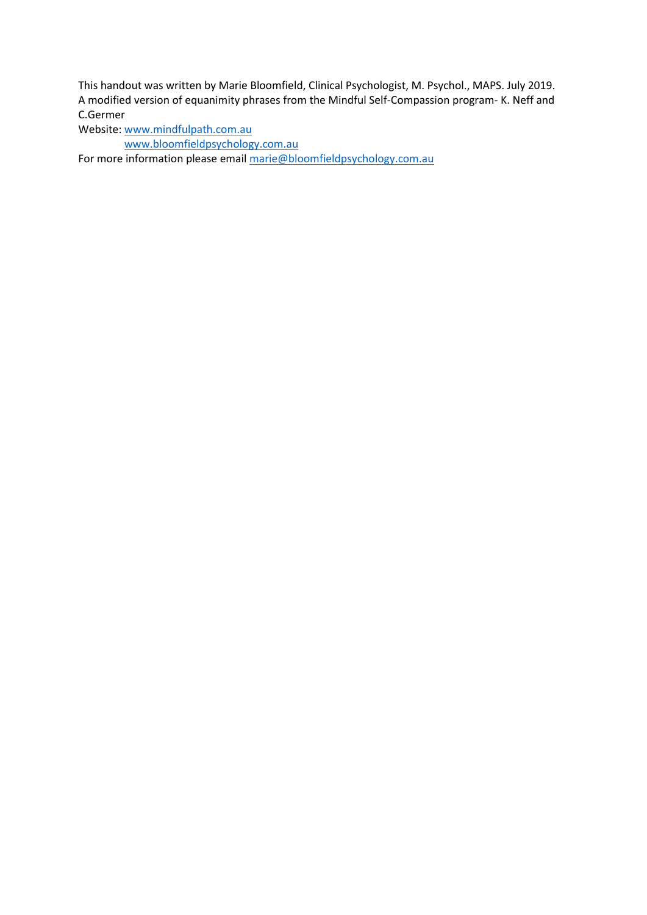This handout was written by Marie Bloomfield, Clinical Psychologist, M. Psychol., MAPS. July 2019.
A modified version of equanimity phrases from the Mindful Self-Compassion program- K. Neff and C.Germer

Website: www.mindfulpath.com.au
www.bloomfieldpsychology.com.au

For more information please email marie@bloomfieldpsychology.com.au